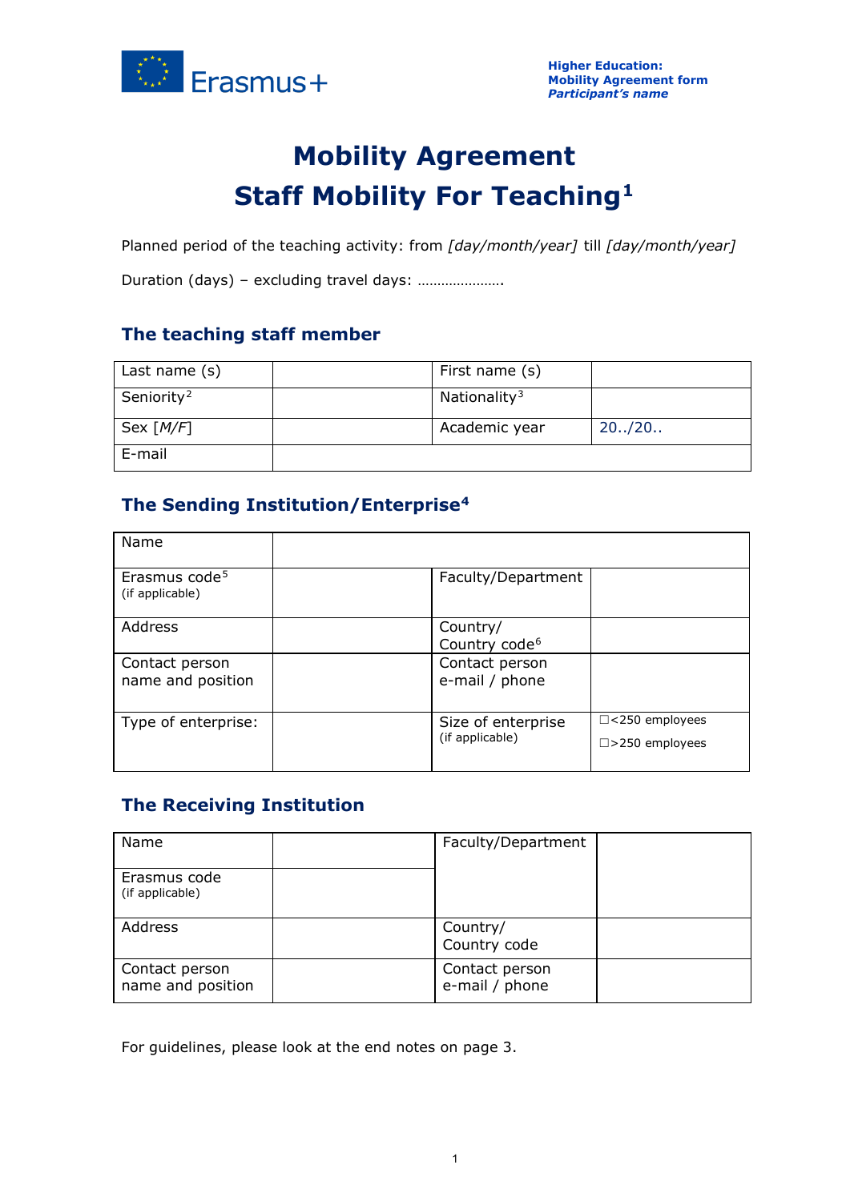# Mobility Agreement

# Staff Mobility For Teaching[1]

Planned period of the teaching activity: from *[day/month/year]* till *[day/month/year]*

Duration (days) – excluding travel days: ………………….

## The teaching staff member

| Last name (s) | | First name (s) | |
|---|---|---|---|
| Seniority[2] | | Nationality[3] | |
| Sex *[M/F]* | | Academic year | 20../20.. |
| E-mail | | | |

## The Sending Institution/Enterprise[4]

| Name | | | |
|---|---|---|---|
| Erasmus code[5] (if applicable) | | Faculty/Department | |
| Address | | Country/ Country code[6] | |
| Contact person name and position | | Contact person e-mail / phone | |
| Type of enterprise: | | Size of enterprise (if applicable) | ☐<250 employees ☐>250 employees |

## The Receiving Institution

| Name | | Faculty/Department | |
|---|---|---|---|
| Erasmus code (if applicable) | | | |
| Address | | Country/ Country code | |
| Contact person name and position | | Contact person e-mail / phone | |

For guidelines, please look at the end notes on page 3.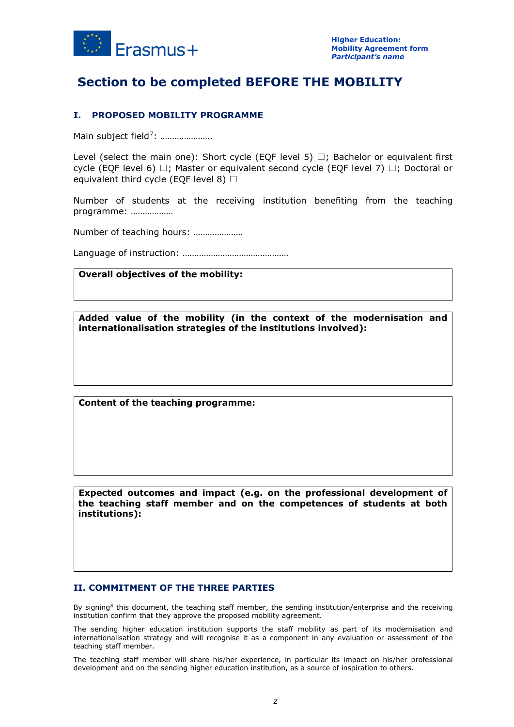## Section to be completed BEFORE THE MOBILITY

### I. PROPOSED MOBILITY PROGRAMME

Main subject field[7]: ………………….

Level (select the main one): Short cycle (EQF level 5) ☐; Bachelor or equivalent first cycle (EQF level 6) ☐; Master or equivalent second cycle (EQF level 7) ☐; Doctoral or equivalent third cycle (EQF level 8) ☐

Number of students at the receiving institution benefiting from the teaching programme: ………………

Number of teaching hours: …………………

Language of instruction: ………………………………………

| **Overall objectives of the mobility:** |
|---|
| |

| **Added value of the mobility (in the context of the modernisation and internationalisation strategies of the institutions involved):** |
|---|
| |

| **Content of the teaching programme:** |
|---|
| |

| **Expected outcomes and impact (e.g. on the professional development of the teaching staff member and on the competences of students at both institutions):** |
|---|
| |

### II. COMMITMENT OF THE THREE PARTIES

By signing[8] this document, the teaching staff member, the sending institution/enterprise and the receiving institution confirm that they approve the proposed mobility agreement.

The sending higher education institution supports the staff mobility as part of its modernisation and internationalisation strategy and will recognise it as a component in any evaluation or assessment of the teaching staff member.

The teaching staff member will share his/her experience, in particular its impact on his/her professional development and on the sending higher education institution, as a source of inspiration to others.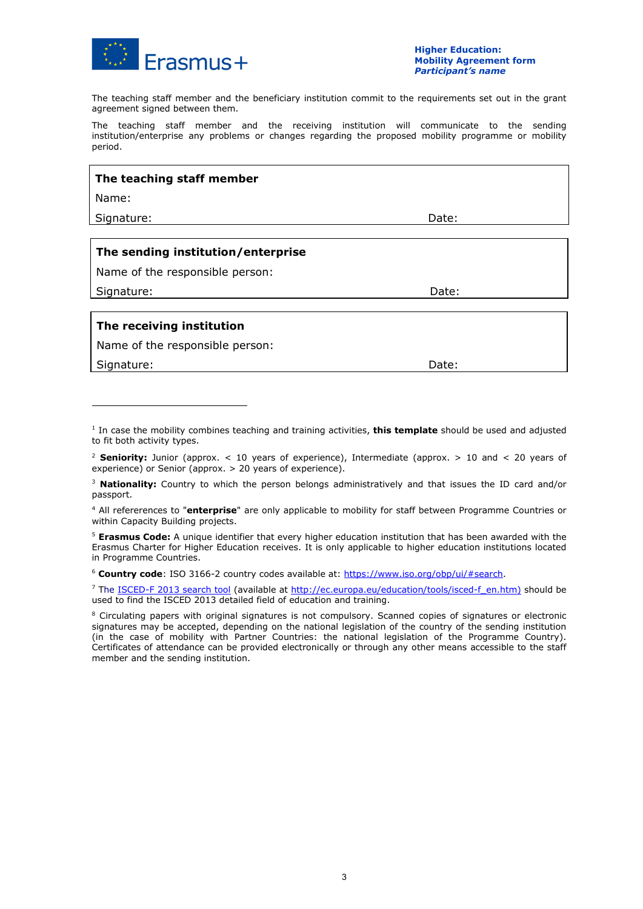The teaching staff member and the beneficiary institution commit to the requirements set out in the grant agreement signed between them.

The teaching staff member and the receiving institution will communicate to the sending institution/enterprise any problems or changes regarding the proposed mobility programme or mobility period.

| **The teaching staff member** | |
|---|---|
| Name: | |
| Signature: | Date: |

| **The sending institution/enterprise** | |
|---|---|
| Name of the responsible person: | |
| Signature: | Date: |

| **The receiving institution** | |
|---|---|
| Name of the responsible person: | |
| Signature: | Date: |

---

[1] In case the mobility combines teaching and training activities, **this template** should be used and adjusted to fit both activity types.

[2] **Seniority:** Junior (approx. < 10 years of experience), Intermediate (approx. > 10 and < 20 years of experience) or Senior (approx. > 20 years of experience).

[3] **Nationality:** Country to which the person belongs administratively and that issues the ID card and/or passport.

[4] All refererences to "**enterprise**" are only applicable to mobility for staff between Programme Countries or within Capacity Building projects.

[5] **Erasmus Code:** A unique identifier that every higher education institution that has been awarded with the Erasmus Charter for Higher Education receives. It is only applicable to higher education institutions located in Programme Countries.

[6] **Country code**: ISO 3166-2 country codes available at: https://www.iso.org/obp/ui/#search.

[7] The ISCED-F 2013 search tool (available at http://ec.europa.eu/education/tools/isced-f_en.htm) should be used to find the ISCED 2013 detailed field of education and training.

[8] Circulating papers with original signatures is not compulsory. Scanned copies of signatures or electronic signatures may be accepted, depending on the national legislation of the country of the sending institution (in the case of mobility with Partner Countries: the national legislation of the Programme Country). Certificates of attendance can be provided electronically or through any other means accessible to the staff member and the sending institution.